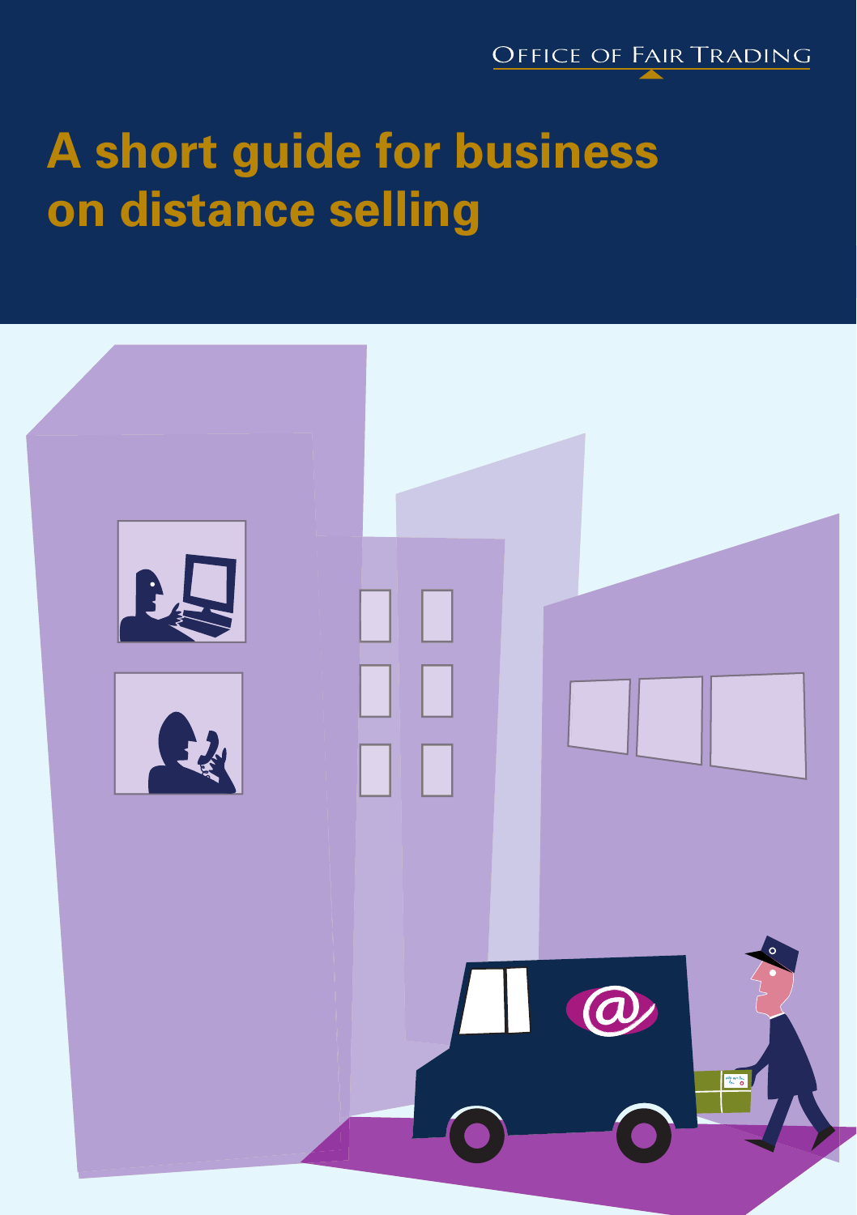OFFICE OF FAIR TRADING

# A short guide for business on distance selling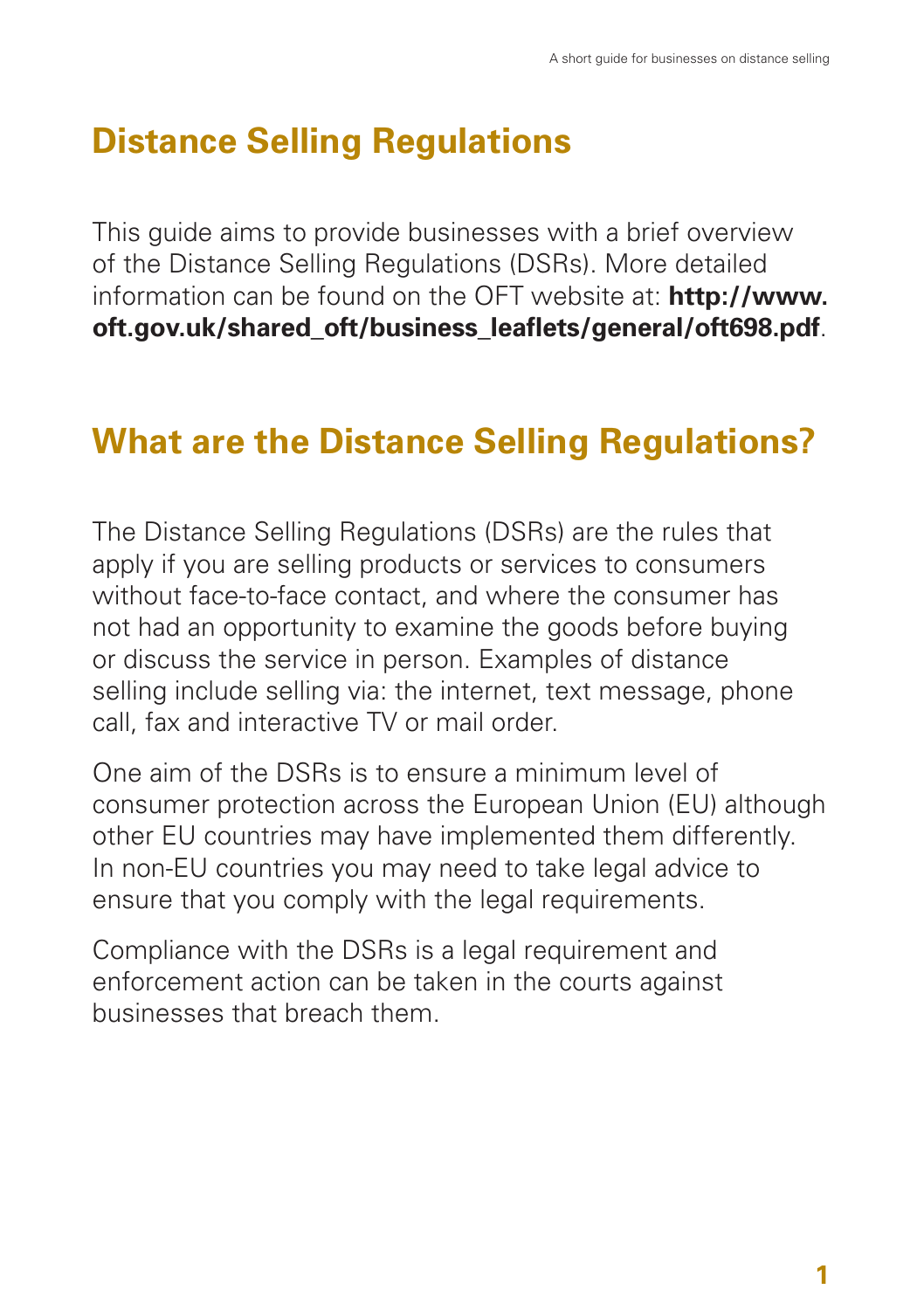# Distance Selling Regulations

This guide aims to provide businesses with a brief overview of the Distance Selling Regulations (DSRs). More detailed information can be found on the OFT website at: **http://www.oft.gov.uk/shared_oft/business_leaflets/general/oft698.pdf**.

# What are the Distance Selling Regulations?

The Distance Selling Regulations (DSRs) are the rules that apply if you are selling products or services to consumers without face-to-face contact, and where the consumer has not had an opportunity to examine the goods before buying or discuss the service in person. Examples of distance selling include selling via: the internet, text message, phone call, fax and interactive TV or mail order.

One aim of the DSRs is to ensure a minimum level of consumer protection across the European Union (EU) although other EU countries may have implemented them differently. In non-EU countries you may need to take legal advice to ensure that you comply with the legal requirements.

Compliance with the DSRs is a legal requirement and enforcement action can be taken in the courts against businesses that breach them.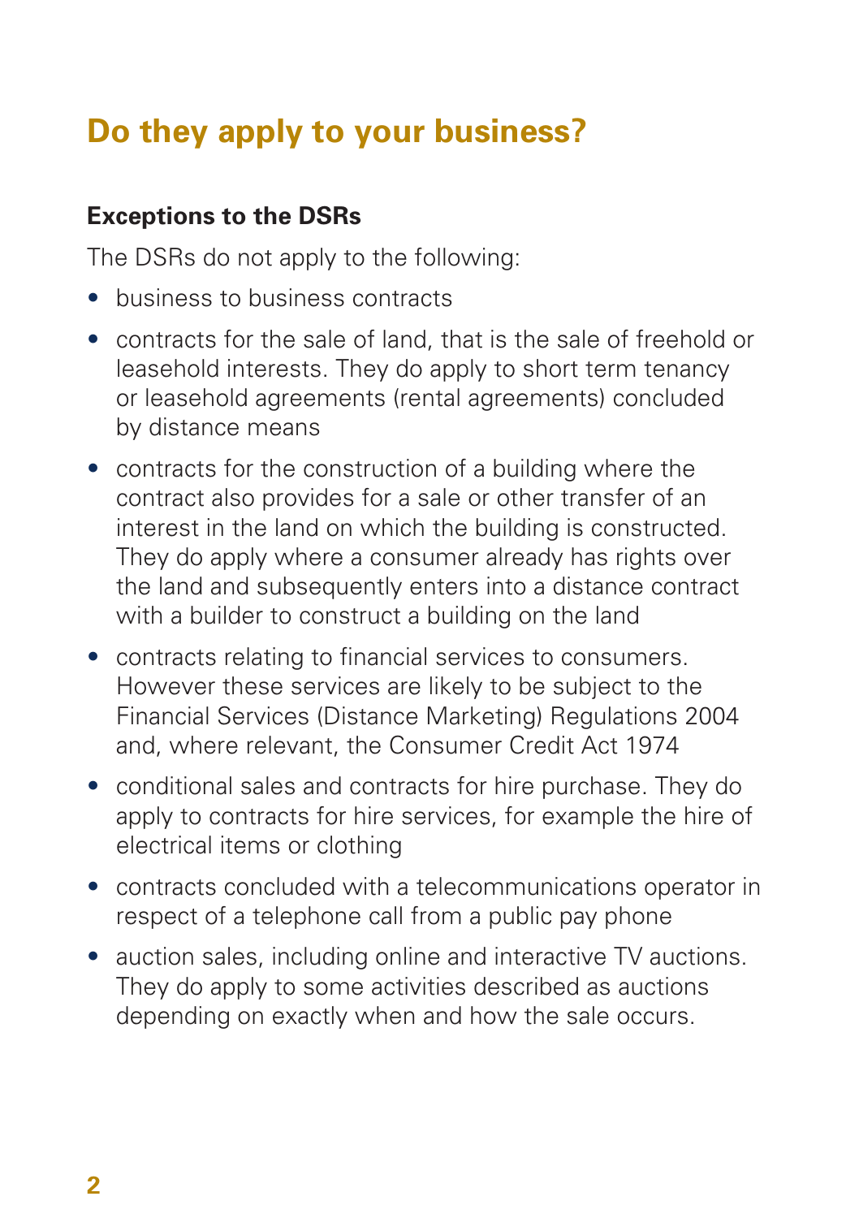## Do they apply to your business?

### Exceptions to the DSRs

The DSRs do not apply to the following:

- business to business contracts
- contracts for the sale of land, that is the sale of freehold or leasehold interests. They do apply to short term tenancy or leasehold agreements (rental agreements) concluded by distance means
- contracts for the construction of a building where the contract also provides for a sale or other transfer of an interest in the land on which the building is constructed. They do apply where a consumer already has rights over the land and subsequently enters into a distance contract with a builder to construct a building on the land
- contracts relating to financial services to consumers. However these services are likely to be subject to the Financial Services (Distance Marketing) Regulations 2004 and, where relevant, the Consumer Credit Act 1974
- conditional sales and contracts for hire purchase. They do apply to contracts for hire services, for example the hire of electrical items or clothing
- contracts concluded with a telecommunications operator in respect of a telephone call from a public pay phone
- auction sales, including online and interactive TV auctions. They do apply to some activities described as auctions depending on exactly when and how the sale occurs.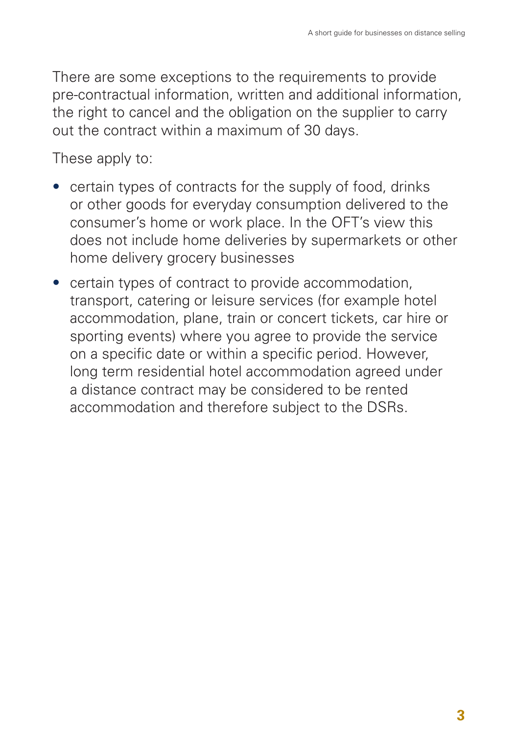There are some exceptions to the requirements to provide pre-contractual information, written and additional information, the right to cancel and the obligation on the supplier to carry out the contract within a maximum of 30 days.

These apply to:

- certain types of contracts for the supply of food, drinks or other goods for everyday consumption delivered to the consumer's home or work place. In the OFT's view this does not include home deliveries by supermarkets or other home delivery grocery businesses
- certain types of contract to provide accommodation, transport, catering or leisure services (for example hotel accommodation, plane, train or concert tickets, car hire or sporting events) where you agree to provide the service on a specific date or within a specific period. However, long term residential hotel accommodation agreed under a distance contract may be considered to be rented accommodation and therefore subject to the DSRs.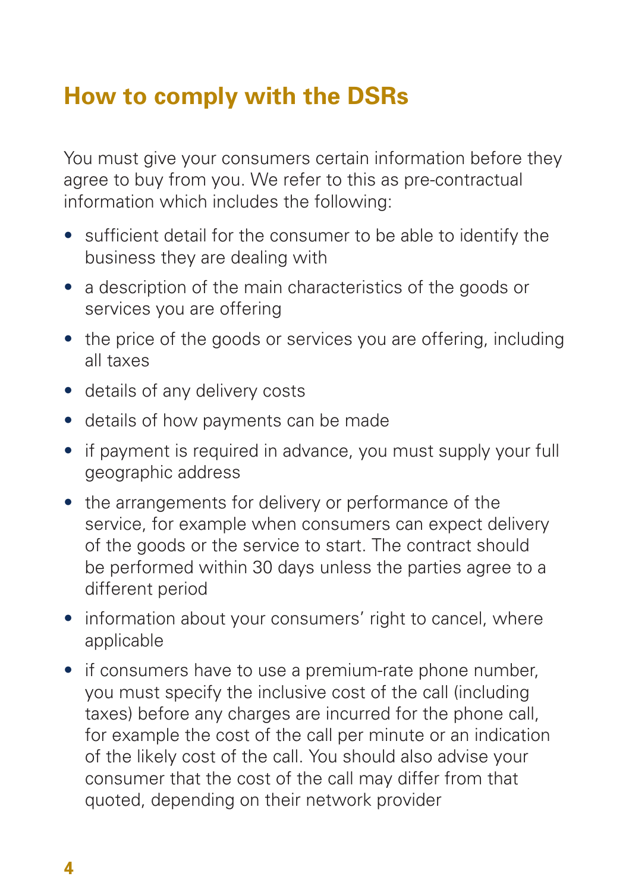## How to comply with the DSRs

You must give your consumers certain information before they agree to buy from you. We refer to this as pre-contractual information which includes the following:

- sufficient detail for the consumer to be able to identify the business they are dealing with
- a description of the main characteristics of the goods or services you are offering
- the price of the goods or services you are offering, including all taxes
- details of any delivery costs
- details of how payments can be made
- if payment is required in advance, you must supply your full geographic address
- the arrangements for delivery or performance of the service, for example when consumers can expect delivery of the goods or the service to start. The contract should be performed within 30 days unless the parties agree to a different period
- information about your consumers' right to cancel, where applicable
- if consumers have to use a premium-rate phone number, you must specify the inclusive cost of the call (including taxes) before any charges are incurred for the phone call, for example the cost of the call per minute or an indication of the likely cost of the call. You should also advise your consumer that the cost of the call may differ from that quoted, depending on their network provider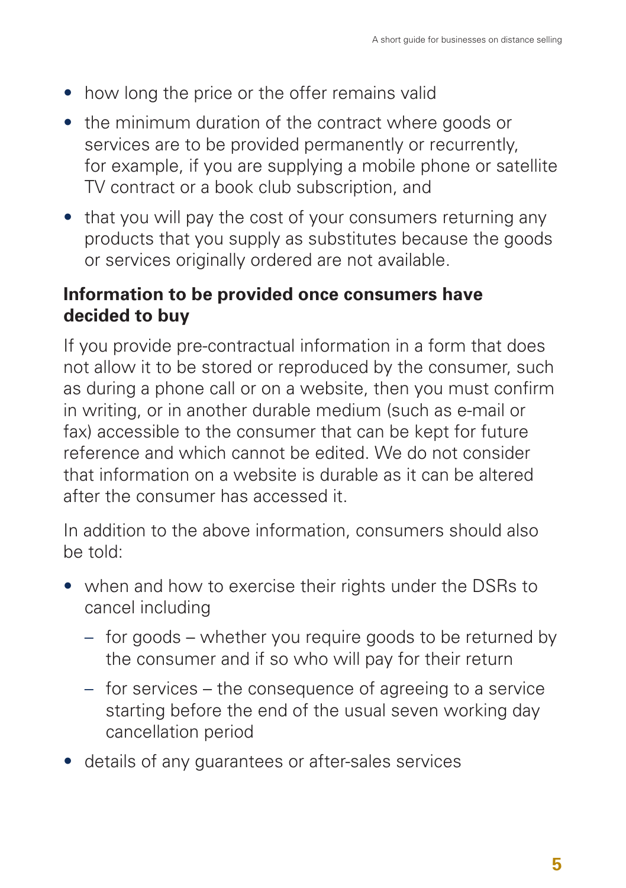- how long the price or the offer remains valid
- the minimum duration of the contract where goods or services are to be provided permanently or recurrently, for example, if you are supplying a mobile phone or satellite TV contract or a book club subscription, and
- that you will pay the cost of your consumers returning any products that you supply as substitutes because the goods or services originally ordered are not available.

### Information to be provided once consumers have decided to buy

If you provide pre-contractual information in a form that does not allow it to be stored or reproduced by the consumer, such as during a phone call or on a website, then you must confirm in writing, or in another durable medium (such as e-mail or fax) accessible to the consumer that can be kept for future reference and which cannot be edited. We do not consider that information on a website is durable as it can be altered after the consumer has accessed it.

In addition to the above information, consumers should also be told:

- when and how to exercise their rights under the DSRs to cancel including
  - for goods – whether you require goods to be returned by the consumer and if so who will pay for their return
  - for services – the consequence of agreeing to a service starting before the end of the usual seven working day cancellation period
- details of any guarantees or after-sales services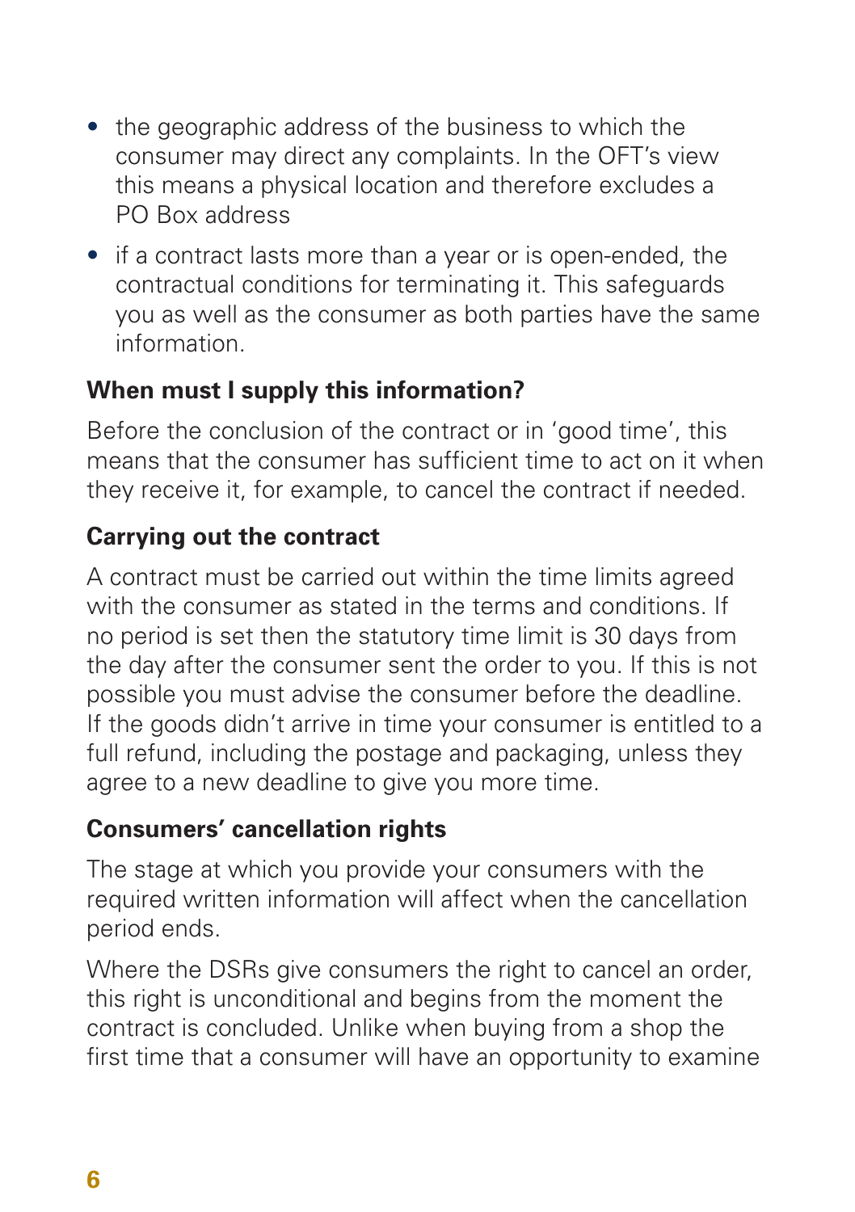- the geographic address of the business to which the consumer may direct any complaints. In the OFT's view this means a physical location and therefore excludes a PO Box address
- if a contract lasts more than a year or is open-ended, the contractual conditions for terminating it. This safeguards you as well as the consumer as both parties have the same information.

### When must I supply this information?

Before the conclusion of the contract or in 'good time', this means that the consumer has sufficient time to act on it when they receive it, for example, to cancel the contract if needed.

### Carrying out the contract

A contract must be carried out within the time limits agreed with the consumer as stated in the terms and conditions. If no period is set then the statutory time limit is 30 days from the day after the consumer sent the order to you. If this is not possible you must advise the consumer before the deadline. If the goods didn't arrive in time your consumer is entitled to a full refund, including the postage and packaging, unless they agree to a new deadline to give you more time.

### Consumers' cancellation rights

The stage at which you provide your consumers with the required written information will affect when the cancellation period ends.

Where the DSRs give consumers the right to cancel an order, this right is unconditional and begins from the moment the contract is concluded. Unlike when buying from a shop the first time that a consumer will have an opportunity to examine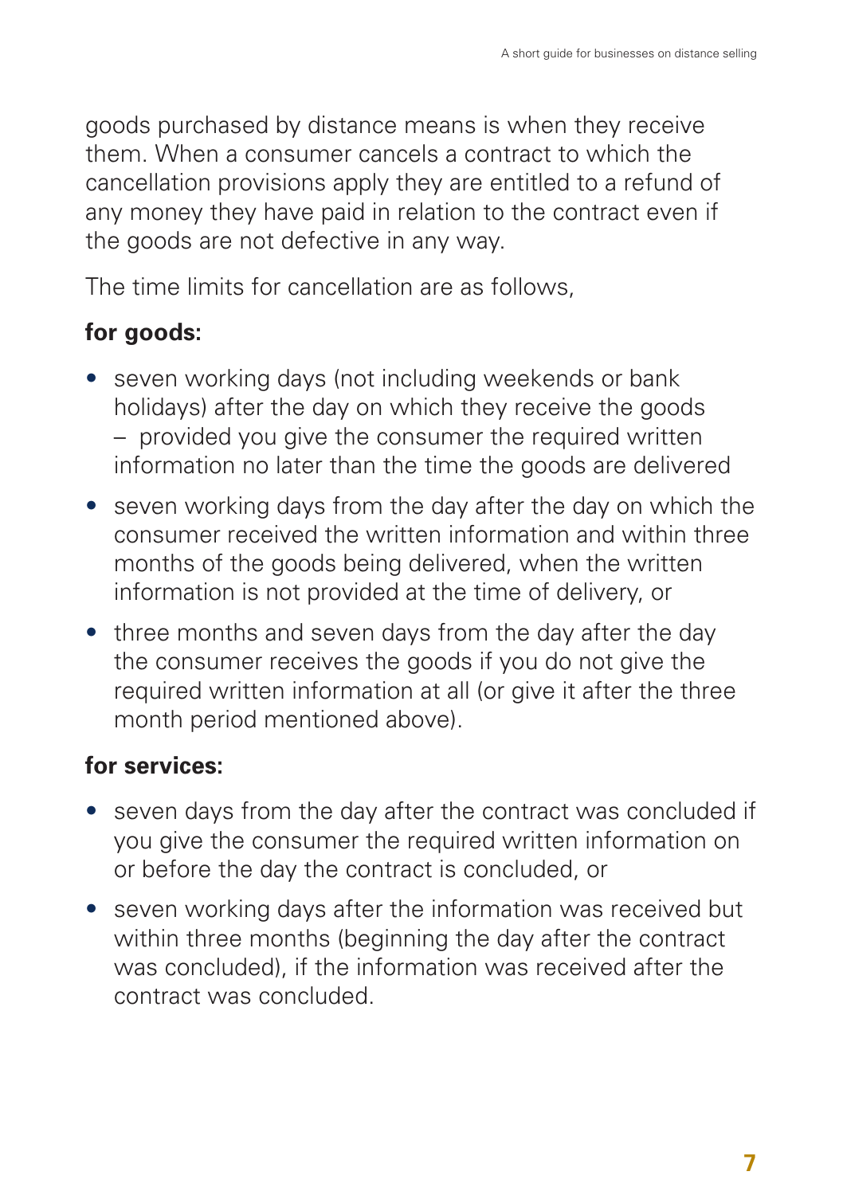goods purchased by distance means is when they receive them. When a consumer cancels a contract to which the cancellation provisions apply they are entitled to a refund of any money they have paid in relation to the contract even if the goods are not defective in any way.

The time limits for cancellation are as follows,

**for goods:**

- seven working days (not including weekends or bank holidays) after the day on which they receive the goods – provided you give the consumer the required written information no later than the time the goods are delivered
- seven working days from the day after the day on which the consumer received the written information and within three months of the goods being delivered, when the written information is not provided at the time of delivery, or
- three months and seven days from the day after the day the consumer receives the goods if you do not give the required written information at all (or give it after the three month period mentioned above).

**for services:**

- seven days from the day after the contract was concluded if you give the consumer the required written information on or before the day the contract is concluded, or
- seven working days after the information was received but within three months (beginning the day after the contract was concluded), if the information was received after the contract was concluded.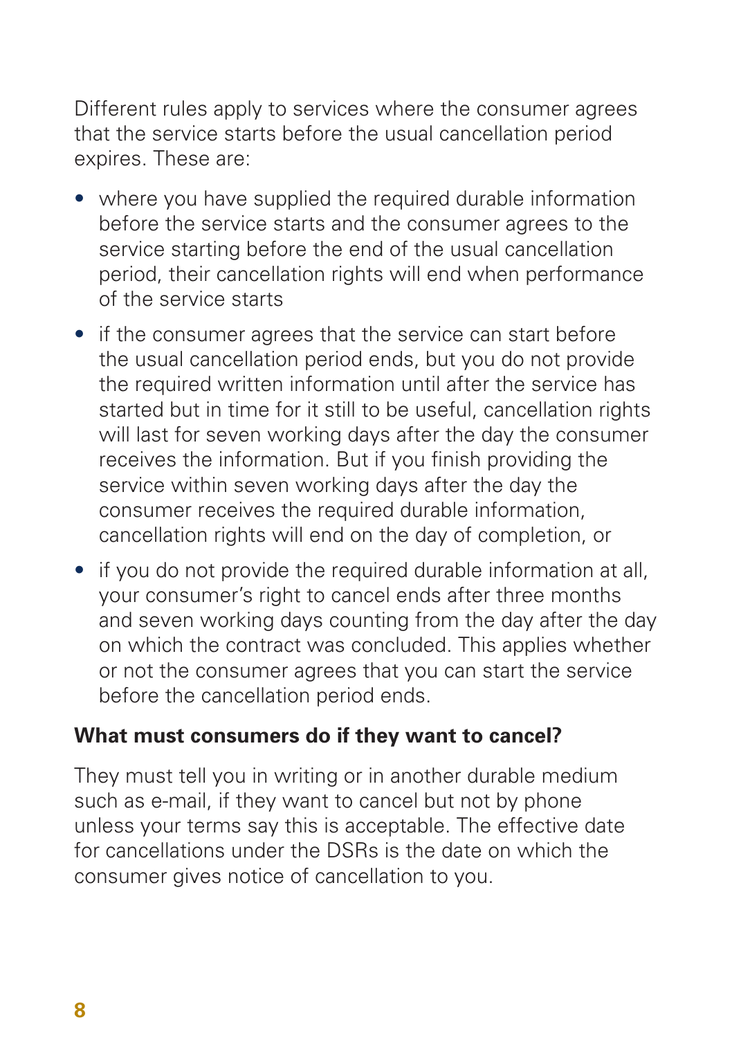Different rules apply to services where the consumer agrees that the service starts before the usual cancellation period expires. These are:

- where you have supplied the required durable information before the service starts and the consumer agrees to the service starting before the end of the usual cancellation period, their cancellation rights will end when performance of the service starts
- if the consumer agrees that the service can start before the usual cancellation period ends, but you do not provide the required written information until after the service has started but in time for it still to be useful, cancellation rights will last for seven working days after the day the consumer receives the information. But if you finish providing the service within seven working days after the day the consumer receives the required durable information, cancellation rights will end on the day of completion, or
- if you do not provide the required durable information at all, your consumer's right to cancel ends after three months and seven working days counting from the day after the day on which the contract was concluded. This applies whether or not the consumer agrees that you can start the service before the cancellation period ends.

### What must consumers do if they want to cancel?

They must tell you in writing or in another durable medium such as e-mail, if they want to cancel but not by phone unless your terms say this is acceptable. The effective date for cancellations under the DSRs is the date on which the consumer gives notice of cancellation to you.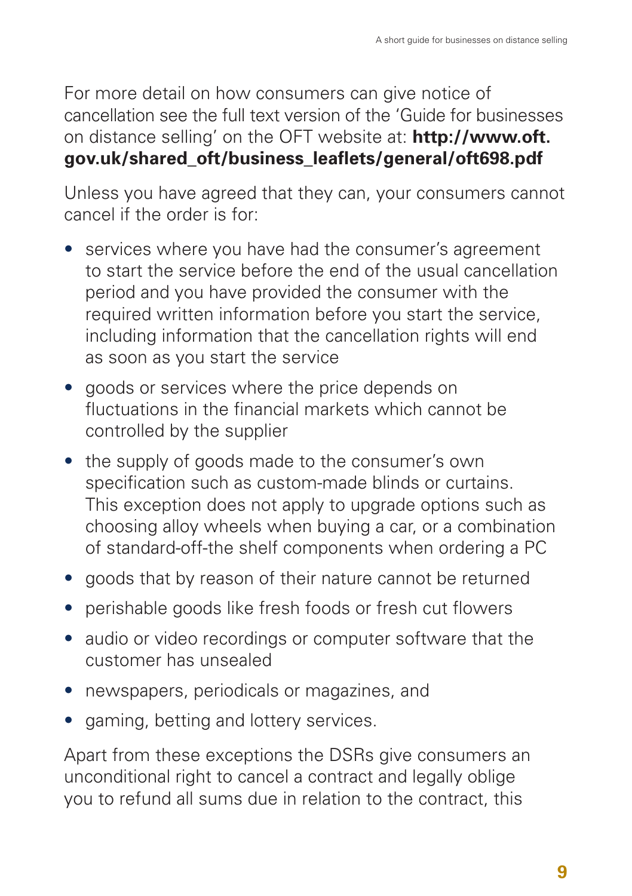For more detail on how consumers can give notice of cancellation see the full text version of the 'Guide for businesses on distance selling' on the OFT website at: **http://www.oft.gov.uk/shared_oft/business_leaflets/general/oft698.pdf**

Unless you have agreed that they can, your consumers cannot cancel if the order is for:

- services where you have had the consumer's agreement to start the service before the end of the usual cancellation period and you have provided the consumer with the required written information before you start the service, including information that the cancellation rights will end as soon as you start the service
- goods or services where the price depends on fluctuations in the financial markets which cannot be controlled by the supplier
- the supply of goods made to the consumer's own specification such as custom-made blinds or curtains. This exception does not apply to upgrade options such as choosing alloy wheels when buying a car, or a combination of standard-off-the shelf components when ordering a PC
- goods that by reason of their nature cannot be returned
- perishable goods like fresh foods or fresh cut flowers
- audio or video recordings or computer software that the customer has unsealed
- newspapers, periodicals or magazines, and
- gaming, betting and lottery services.

Apart from these exceptions the DSRs give consumers an unconditional right to cancel a contract and legally oblige you to refund all sums due in relation to the contract, this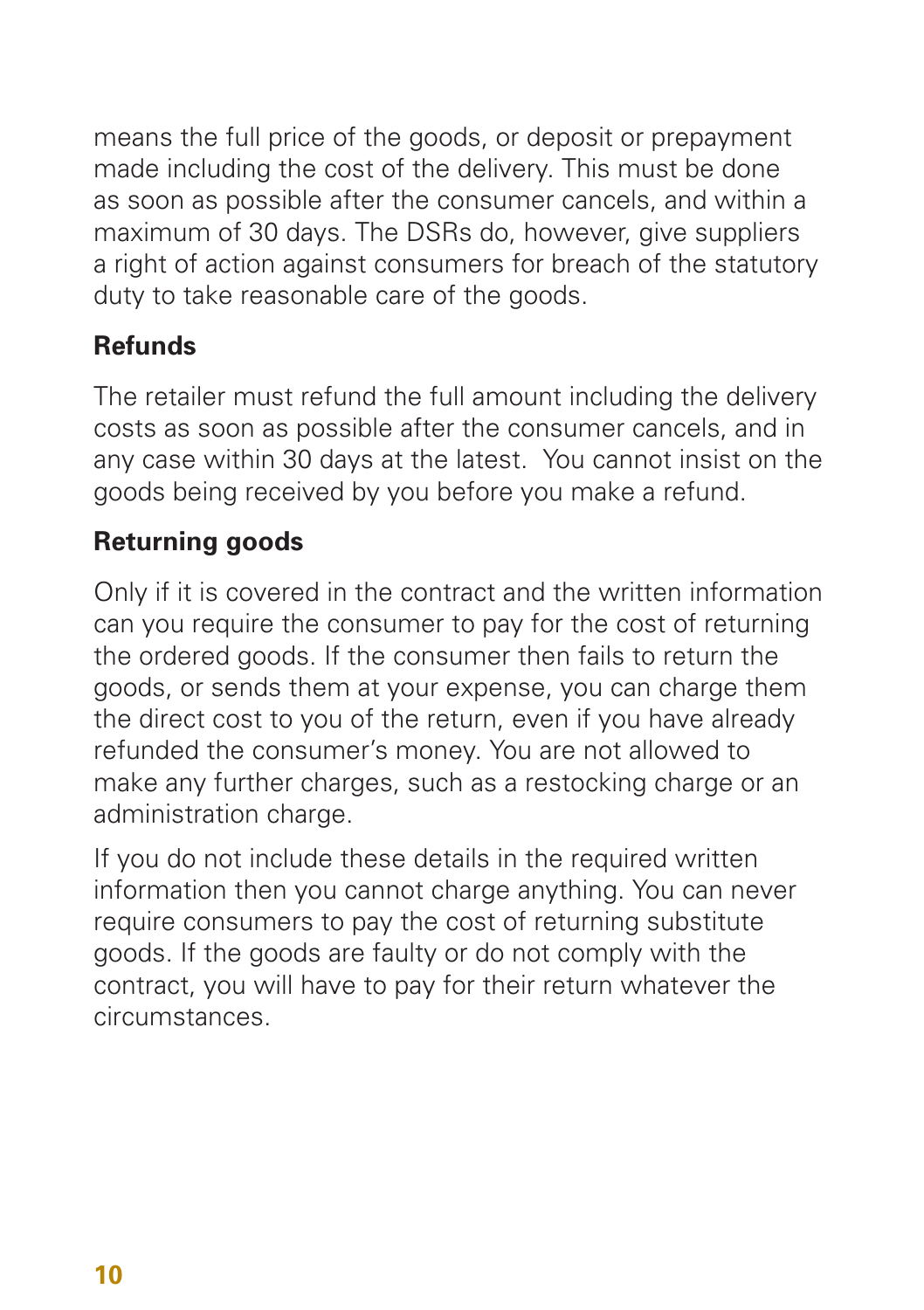means the full price of the goods, or deposit or prepayment made including the cost of the delivery. This must be done as soon as possible after the consumer cancels, and within a maximum of 30 days. The DSRs do, however, give suppliers a right of action against consumers for breach of the statutory duty to take reasonable care of the goods.

**Refunds**

The retailer must refund the full amount including the delivery costs as soon as possible after the consumer cancels, and in any case within 30 days at the latest. You cannot insist on the goods being received by you before you make a refund.

**Returning goods**

Only if it is covered in the contract and the written information can you require the consumer to pay for the cost of returning the ordered goods. If the consumer then fails to return the goods, or sends them at your expense, you can charge them the direct cost to you of the return, even if you have already refunded the consumer's money. You are not allowed to make any further charges, such as a restocking charge or an administration charge.

If you do not include these details in the required written information then you cannot charge anything. You can never require consumers to pay the cost of returning substitute goods. If the goods are faulty or do not comply with the contract, you will have to pay for their return whatever the circumstances.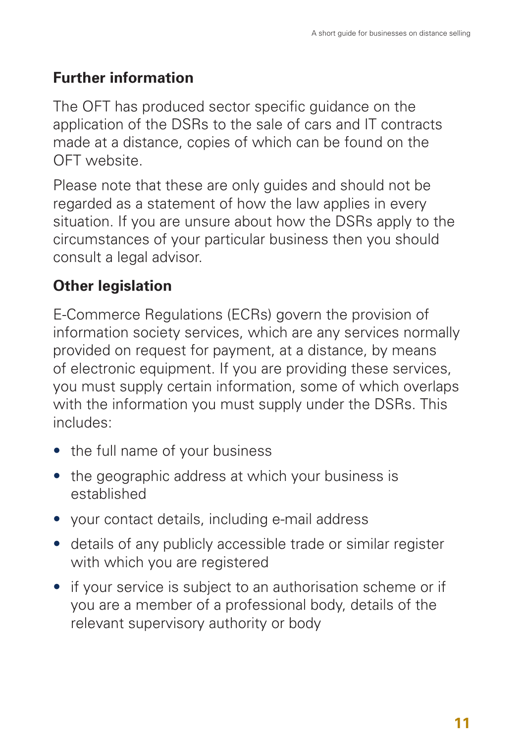## Further information

The OFT has produced sector specific guidance on the application of the DSRs to the sale of cars and IT contracts made at a distance, copies of which can be found on the OFT website.

Please note that these are only guides and should not be regarded as a statement of how the law applies in every situation. If you are unsure about how the DSRs apply to the circumstances of your particular business then you should consult a legal advisor.

## Other legislation

E-Commerce Regulations (ECRs) govern the provision of information society services, which are any services normally provided on request for payment, at a distance, by means of electronic equipment. If you are providing these services, you must supply certain information, some of which overlaps with the information you must supply under the DSRs. This includes:

- the full name of your business
- the geographic address at which your business is established
- your contact details, including e-mail address
- details of any publicly accessible trade or similar register with which you are registered
- if your service is subject to an authorisation scheme or if you are a member of a professional body, details of the relevant supervisory authority or body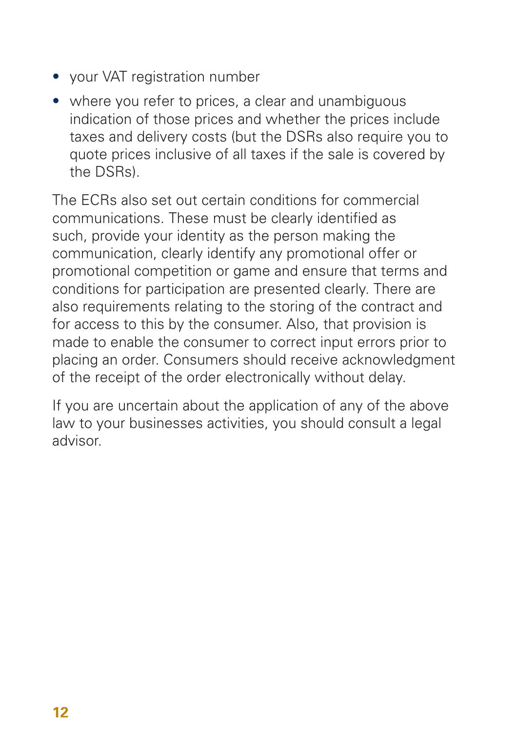- your VAT registration number
- where you refer to prices, a clear and unambiguous indication of those prices and whether the prices include taxes and delivery costs (but the DSRs also require you to quote prices inclusive of all taxes if the sale is covered by the DSRs).

The ECRs also set out certain conditions for commercial communications. These must be clearly identified as such, provide your identity as the person making the communication, clearly identify any promotional offer or promotional competition or game and ensure that terms and conditions for participation are presented clearly. There are also requirements relating to the storing of the contract and for access to this by the consumer. Also, that provision is made to enable the consumer to correct input errors prior to placing an order. Consumers should receive acknowledgment of the receipt of the order electronically without delay.

If you are uncertain about the application of any of the above law to your businesses activities, you should consult a legal advisor.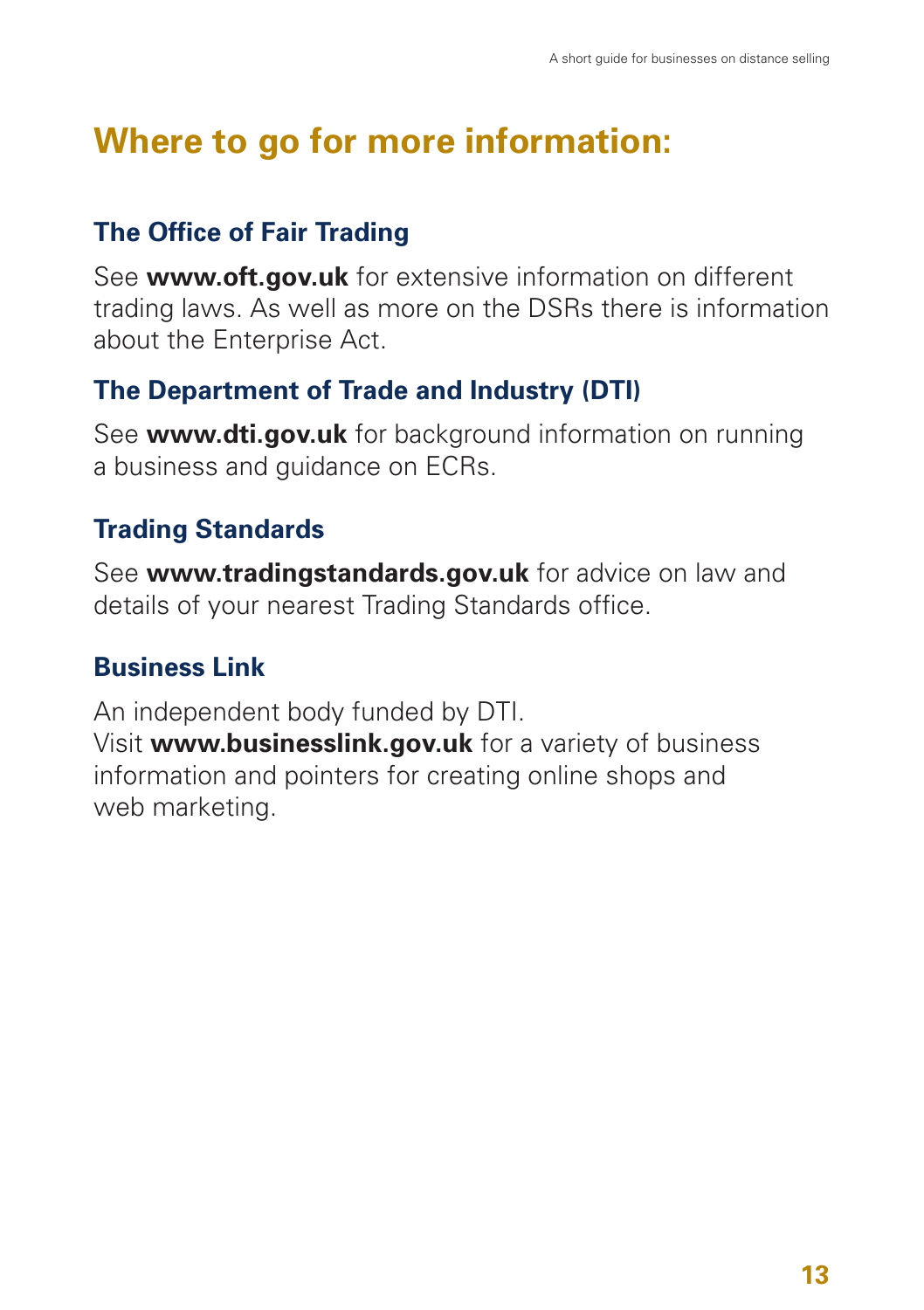## Where to go for more information:

### The Office of Fair Trading

See **www.oft.gov.uk** for extensive information on different trading laws. As well as more on the DSRs there is information about the Enterprise Act.

### The Department of Trade and Industry (DTI)

See **www.dti.gov.uk** for background information on running a business and guidance on ECRs.

### Trading Standards

See **www.tradingstandards.gov.uk** for advice on law and details of your nearest Trading Standards office.

### Business Link

An independent body funded by DTI.
Visit **www.businesslink.gov.uk** for a variety of business information and pointers for creating online shops and web marketing.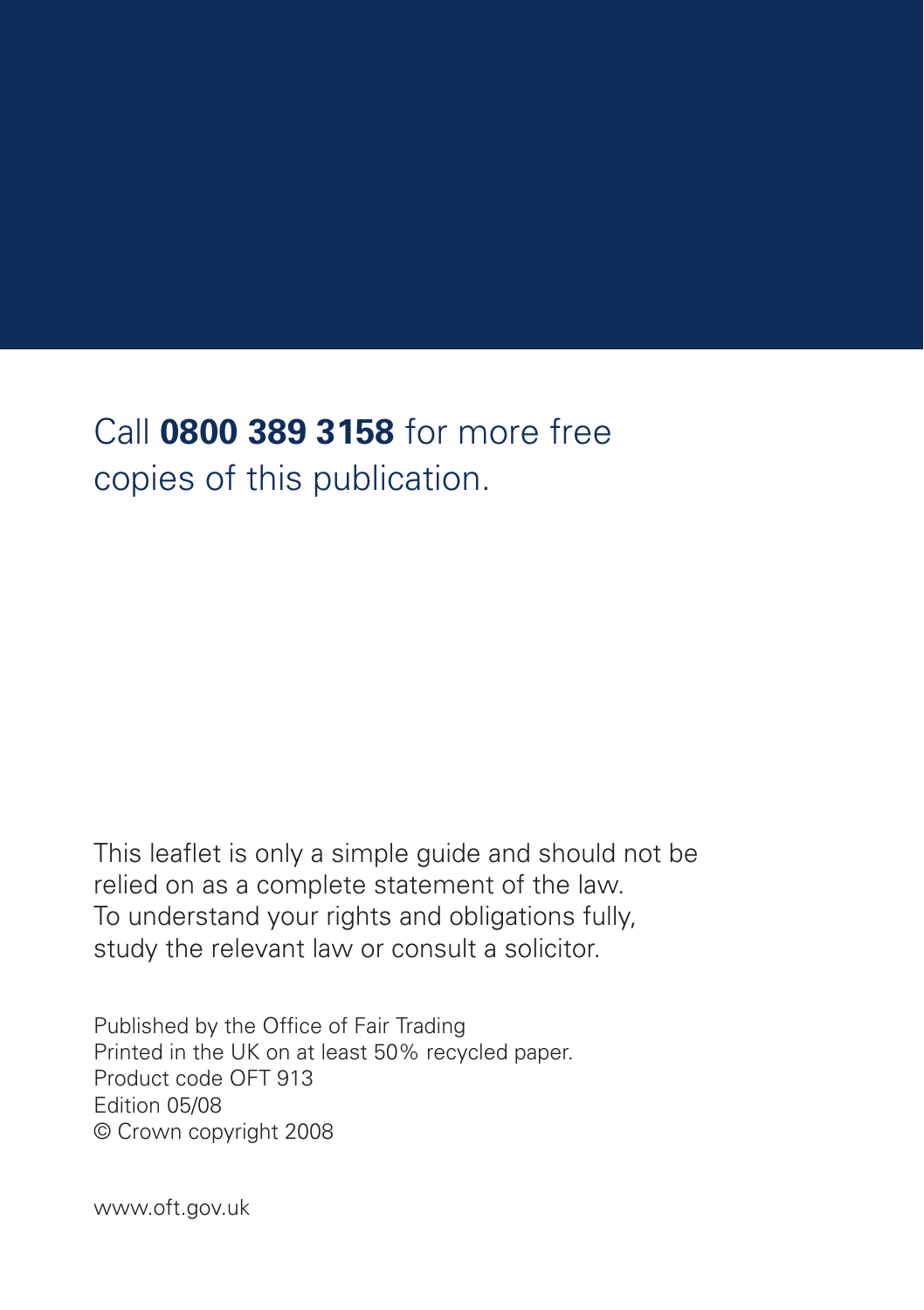Call **0800 389 3158** for more free copies of this publication.

This leaflet is only a simple guide and should not be relied on as a complete statement of the law. To understand your rights and obligations fully, study the relevant law or consult a solicitor.

Published by the Office of Fair Trading
Printed in the UK on at least 50% recycled paper.
Product code OFT 913
Edition 05/08
© Crown copyright 2008

www.oft.gov.uk